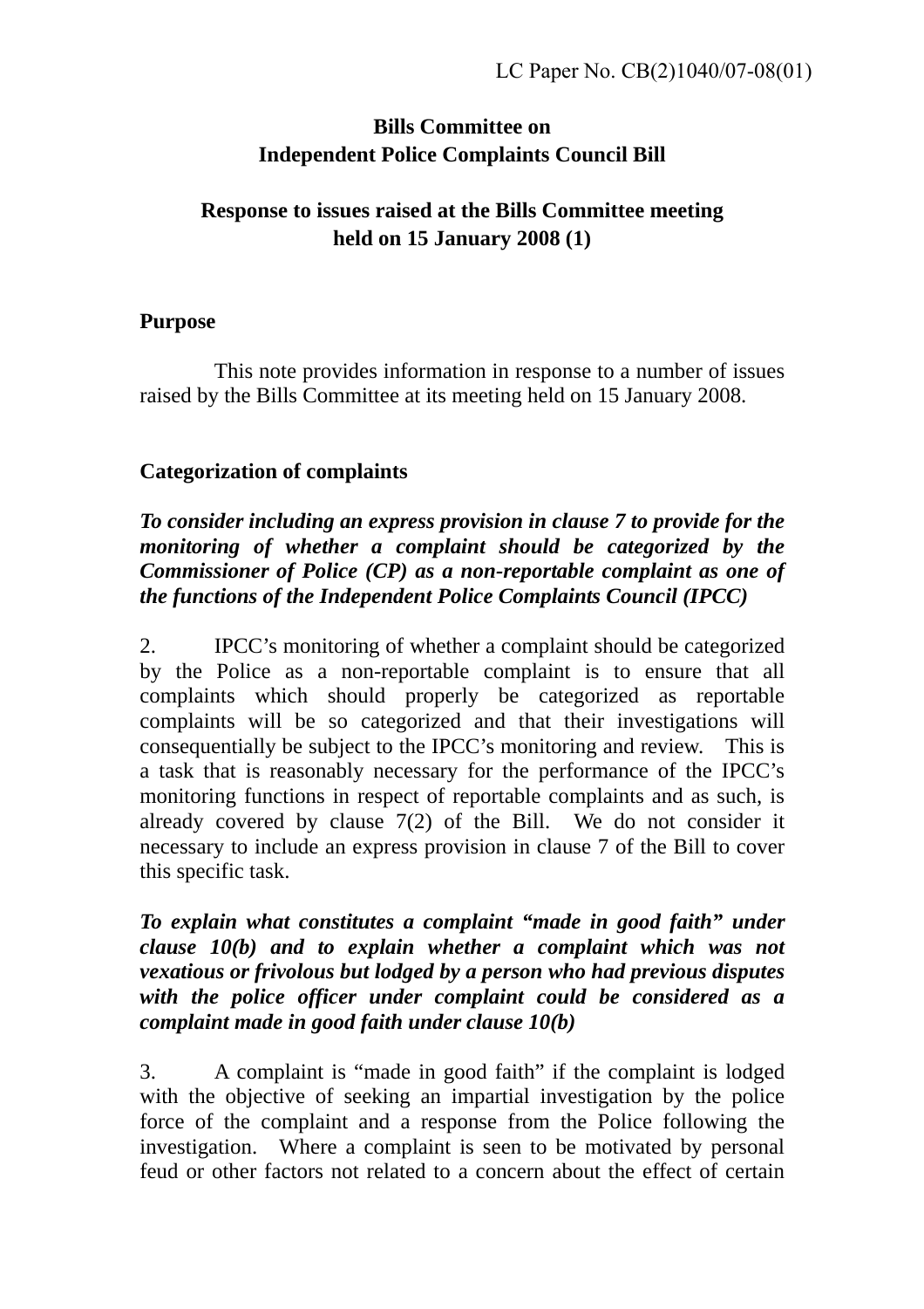LC Paper No. CB(2)1040/07-08(01)

**Bills Committee on**
**Independent Police Complaints Council Bill**

**Response to issues raised at the Bills Committee meeting held on 15 January 2008 (1)**

**Purpose**

This note provides information in response to a number of issues raised by the Bills Committee at its meeting held on 15 January 2008.

**Categorization of complaints**

***To consider including an express provision in clause 7 to provide for the monitoring of whether a complaint should be categorized by the Commissioner of Police (CP) as a non-reportable complaint as one of the functions of the Independent Police Complaints Council (IPCC)***

2. IPCC's monitoring of whether a complaint should be categorized by the Police as a non-reportable complaint is to ensure that all complaints which should properly be categorized as reportable complaints will be so categorized and that their investigations will consequentially be subject to the IPCC's monitoring and review. This is a task that is reasonably necessary for the performance of the IPCC's monitoring functions in respect of reportable complaints and as such, is already covered by clause 7(2) of the Bill. We do not consider it necessary to include an express provision in clause 7 of the Bill to cover this specific task.

***To explain what constitutes a complaint "made in good faith" under clause 10(b) and to explain whether a complaint which was not vexatious or frivolous but lodged by a person who had previous disputes with the police officer under complaint could be considered as a complaint made in good faith under clause 10(b)***

3. A complaint is "made in good faith" if the complaint is lodged with the objective of seeking an impartial investigation by the police force of the complaint and a response from the Police following the investigation. Where a complaint is seen to be motivated by personal feud or other factors not related to a concern about the effect of certain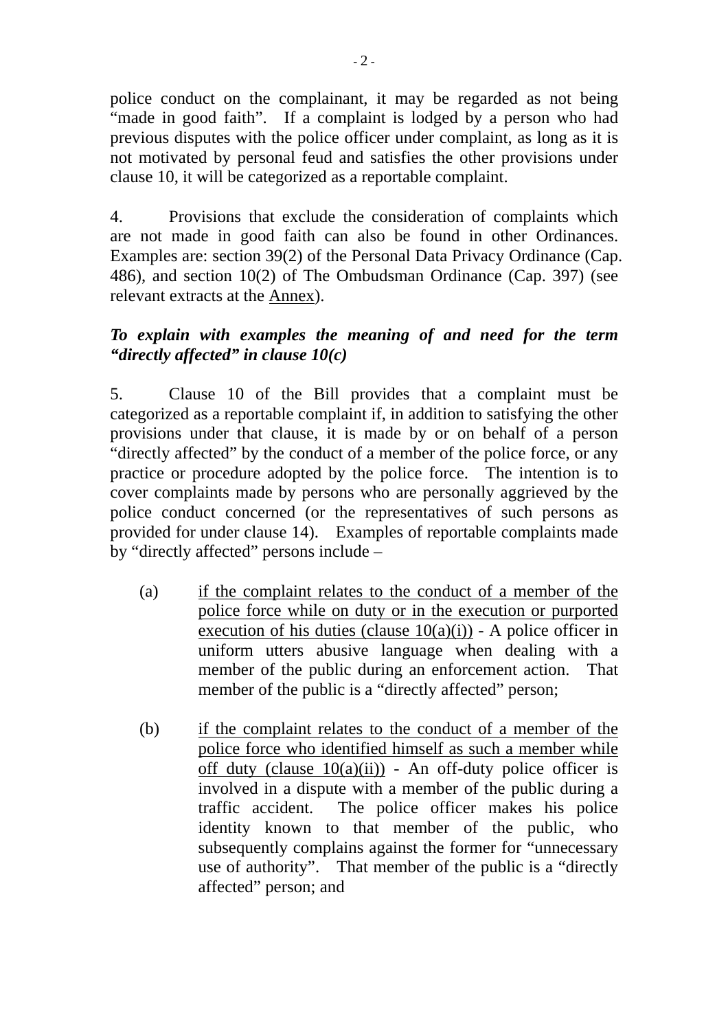police conduct on the complainant, it may be regarded as not being "made in good faith". If a complaint is lodged by a person who had previous disputes with the police officer under complaint, as long as it is not motivated by personal feud and satisfies the other provisions under clause 10, it will be categorized as a reportable complaint.

4. Provisions that exclude the consideration of complaints which are not made in good faith can also be found in other Ordinances. Examples are: section 39(2) of the Personal Data Privacy Ordinance (Cap. 486), and section 10(2) of The Ombudsman Ordinance (Cap. 397) (see relevant extracts at the <u>Annex</u>).

***To explain with examples the meaning of and need for the term "directly affected" in clause 10(c)***

5. Clause 10 of the Bill provides that a complaint must be categorized as a reportable complaint if, in addition to satisfying the other provisions under that clause, it is made by or on behalf of a person "directly affected" by the conduct of a member of the police force, or any practice or procedure adopted by the police force. The intention is to cover complaints made by persons who are personally aggrieved by the police conduct concerned (or the representatives of such persons as provided for under clause 14). Examples of reportable complaints made by "directly affected" persons include –

(a) <u>if the complaint relates to the conduct of a member of the police force while on duty or in the execution or purported execution of his duties (clause 10(a)(i))</u> - A police officer in uniform utters abusive language when dealing with a member of the public during an enforcement action. That member of the public is a "directly affected" person;

(b) <u>if the complaint relates to the conduct of a member of the police force who identified himself as such a member while off duty (clause 10(a)(ii))</u> - An off-duty police officer is involved in a dispute with a member of the public during a traffic accident. The police officer makes his police identity known to that member of the public, who subsequently complains against the former for "unnecessary use of authority". That member of the public is a "directly affected" person; and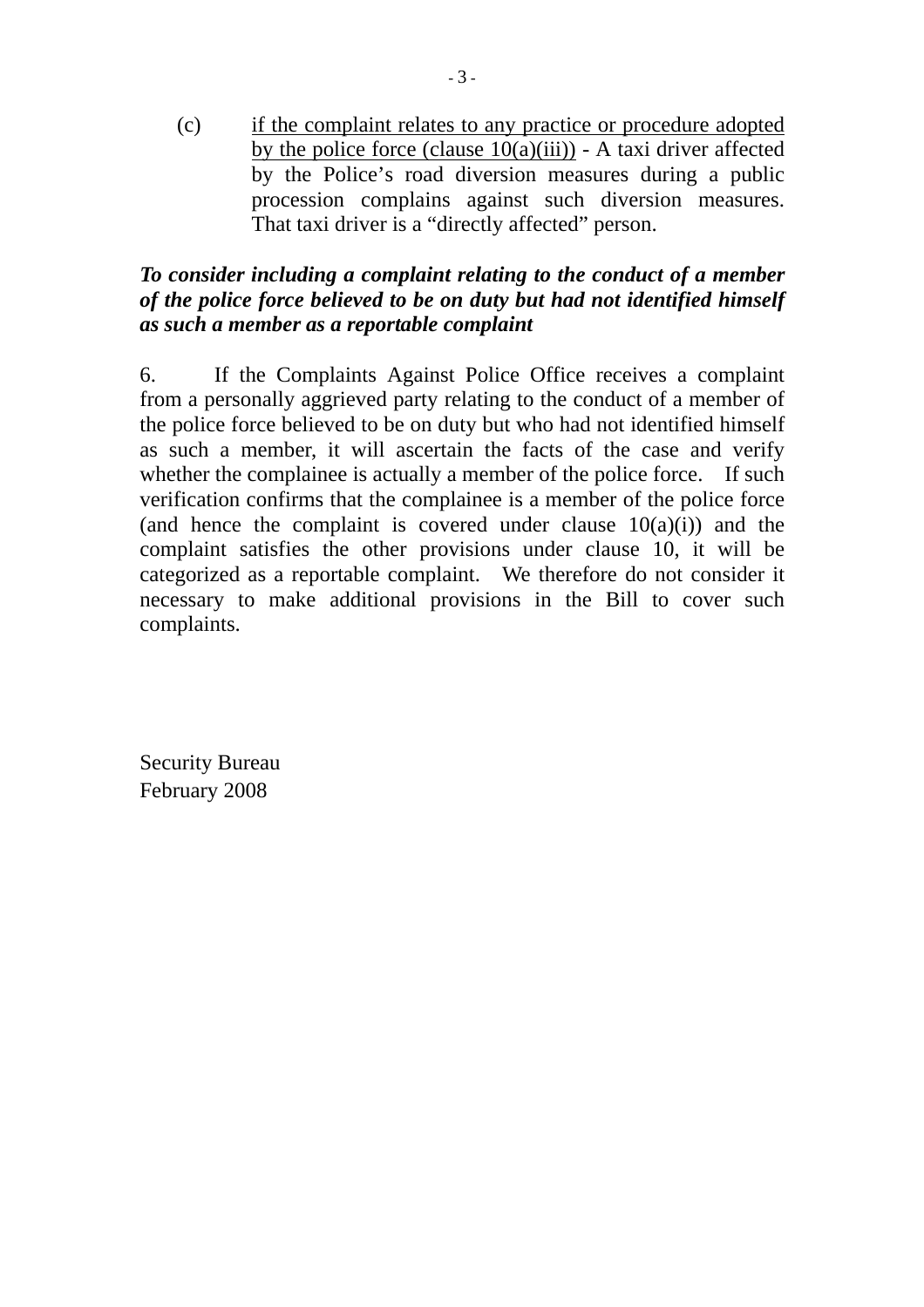(c) <u>if the complaint relates to any practice or procedure adopted by the police force (clause 10(a)(iii))</u> - A taxi driver affected by the Police's road diversion measures during a public procession complains against such diversion measures. That taxi driver is a "directly affected" person.

***To consider including a complaint relating to the conduct of a member of the police force believed to be on duty but had not identified himself as such a member as a reportable complaint***

6. If the Complaints Against Police Office receives a complaint from a personally aggrieved party relating to the conduct of a member of the police force believed to be on duty but who had not identified himself as such a member, it will ascertain the facts of the case and verify whether the complainee is actually a member of the police force. If such verification confirms that the complainee is a member of the police force (and hence the complaint is covered under clause 10(a)(i)) and the complaint satisfies the other provisions under clause 10, it will be categorized as a reportable complaint. We therefore do not consider it necessary to make additional provisions in the Bill to cover such complaints.

Security Bureau
February 2008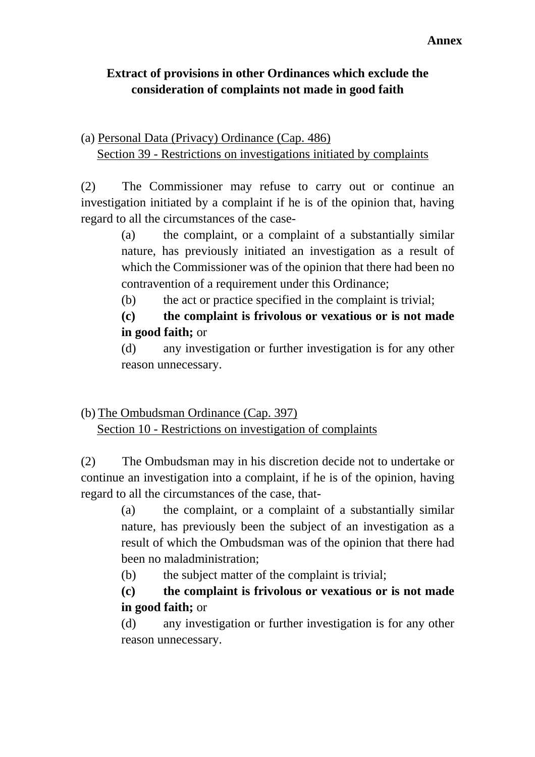**Annex**

## Extract of provisions in other Ordinances which exclude the consideration of complaints not made in good faith

(a) <u>Personal Data (Privacy) Ordinance (Cap. 486)</u>
<u>Section 39 - Restrictions on investigations initiated by complaints</u>

(2) The Commissioner may refuse to carry out or continue an investigation initiated by a complaint if he is of the opinion that, having regard to all the circumstances of the case-

> (a) the complaint, or a complaint of a substantially similar nature, has previously initiated an investigation as a result of which the Commissioner was of the opinion that there had been no contravention of a requirement under this Ordinance;
>
> (b) the act or practice specified in the complaint is trivial;
>
> **(c) the complaint is frivolous or vexatious or is not made in good faith;** or
>
> (d) any investigation or further investigation is for any other reason unnecessary.

(b) <u>The Ombudsman Ordinance (Cap. 397)</u>
<u>Section 10 - Restrictions on investigation of complaints</u>

(2) The Ombudsman may in his discretion decide not to undertake or continue an investigation into a complaint, if he is of the opinion, having regard to all the circumstances of the case, that-

> (a) the complaint, or a complaint of a substantially similar nature, has previously been the subject of an investigation as a result of which the Ombudsman was of the opinion that there had been no maladministration;
>
> (b) the subject matter of the complaint is trivial;
>
> **(c) the complaint is frivolous or vexatious or is not made in good faith;** or
>
> (d) any investigation or further investigation is for any other reason unnecessary.